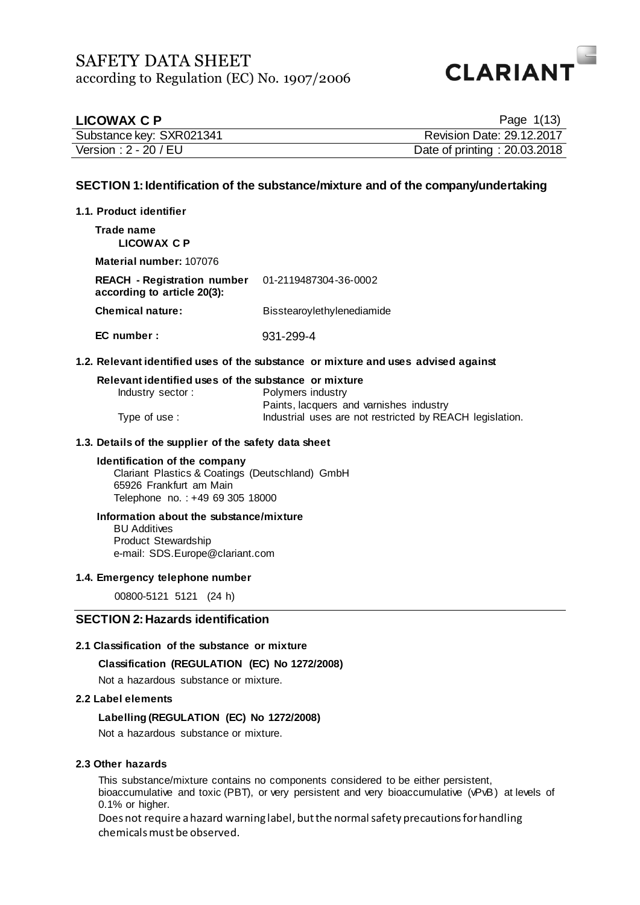# SAFETY DATA SHEET
according to Regulation (EC) No. 1907/2006

CLARIANT

**LICOWAX C P**

| | |
|---|---|
| Substance key: SXR021341 | Revision Date: 29.12.2017 |
| Version : 2 - 20 / EU | Date of printing : 20.03.2018 |

## SECTION 1: Identification of the substance/mixture and of the company/undertaking

### 1.1. Product identifier

**Trade name**
**LICOWAX C P**

**Material number:** 107076

| | |
|---|---|
| **REACH - Registration number according to article 20(3):** | 01-2119487304-36-0002 |
| **Chemical nature:** | Bisstearoylethylenediamide |
| **EC number :** | 931-299-4 |

### 1.2. Relevant identified uses of the substance or mixture and uses advised against

**Relevant identified uses of the substance or mixture**

| | |
|---|---|
| Industry sector : | Polymers industry<br>Paints, lacquers and varnishes industry |
| Type of use : | Industrial uses are not restricted by REACH legislation. |

### 1.3. Details of the supplier of the safety data sheet

**Identification of the company**
Clariant Plastics & Coatings (Deutschland) GmbH
65926 Frankfurt am Main
Telephone no. : +49 69 305 18000

**Information about the substance/mixture**
BU Additives
Product Stewardship
e-mail: SDS.Europe@clariant.com

### 1.4. Emergency telephone number

00800-5121 5121 (24 h)

## SECTION 2: Hazards identification

### 2.1 Classification of the substance or mixture

**Classification (REGULATION (EC) No 1272/2008)**

Not a hazardous substance or mixture.

### 2.2 Label elements

**Labelling (REGULATION (EC) No 1272/2008)**

Not a hazardous substance or mixture.

### 2.3 Other hazards

This substance/mixture contains no components considered to be either persistent, bioaccumulative and toxic (PBT), or very persistent and very bioaccumulative (vPvB) at levels of 0.1% or higher.
Does not require a hazard warning label, but the normal safety precautions for handling chemicals must be observed.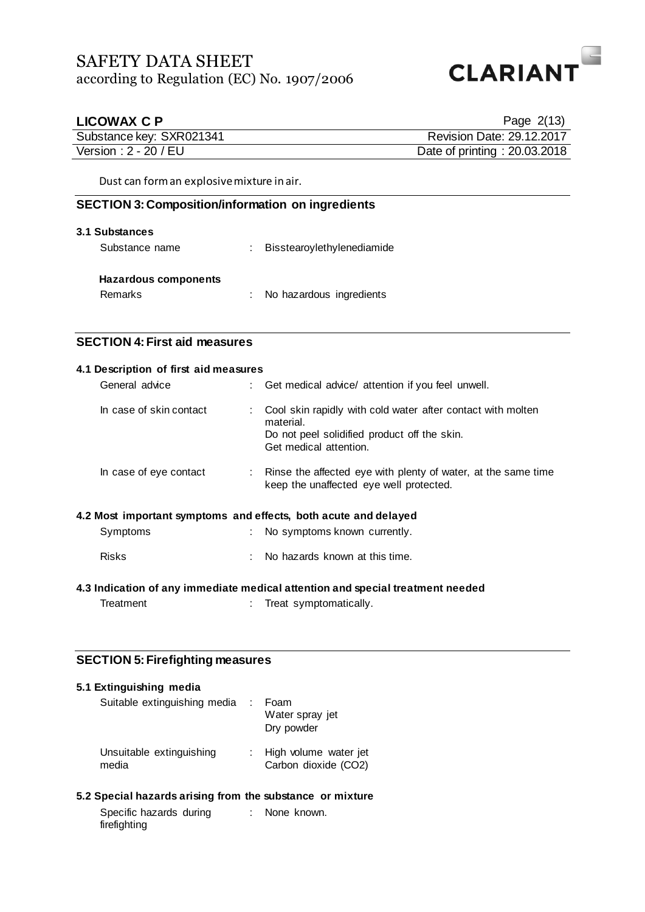Dust can form an explosive mixture in air.

## SECTION 3: Composition/information on ingredients

### 3.1 Substances

Substance name : Bisstearoylethylenediamide

**Hazardous components**

Remarks : No hazardous ingredients

## SECTION 4: First aid measures

### 4.1 Description of first aid measures

General advice : Get medical advice/ attention if you feel unwell.

In case of skin contact : Cool skin rapidly with cold water after contact with molten material.
Do not peel solidified product off the skin.
Get medical attention.

In case of eye contact : Rinse the affected eye with plenty of water, at the same time keep the unaffected eye well protected.

### 4.2 Most important symptoms and effects, both acute and delayed

Symptoms : No symptoms known currently.

Risks : No hazards known at this time.

### 4.3 Indication of any immediate medical attention and special treatment needed

Treatment : Treat symptomatically.

## SECTION 5: Firefighting measures

### 5.1 Extinguishing media

Suitable extinguishing media : Foam
Water spray jet
Dry powder

Unsuitable extinguishing media : High volume water jet
Carbon dioxide ($CO_2$)

### 5.2 Special hazards arising from the substance or mixture

Specific hazards during firefighting : None known.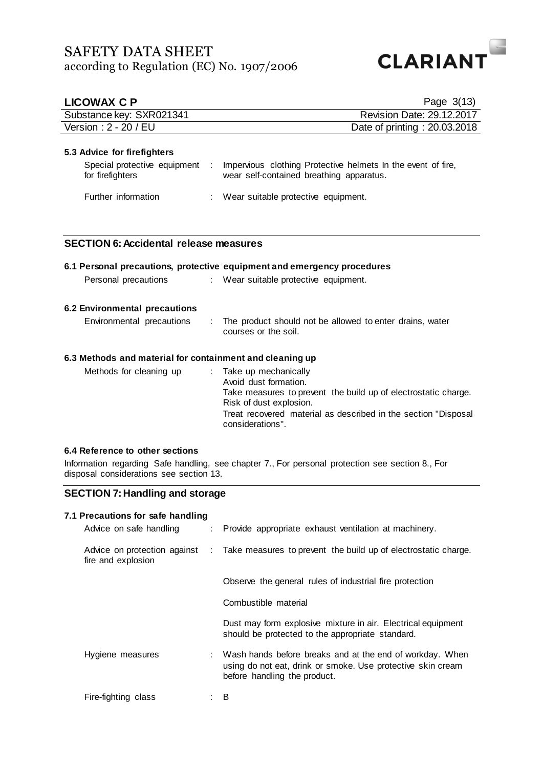#### 5.3 Advice for firefighters

| | | |
|---|---|---|
| Special protective equipment for firefighters | : | Impervious clothing Protective helmets In the event of fire, wear self-contained breathing apparatus. |
| Further information | : | Wear suitable protective equipment. |

## SECTION 6: Accidental release measures

#### 6.1 Personal precautions, protective equipment and emergency procedures

| | | |
|---|---|---|
| Personal precautions | : | Wear suitable protective equipment. |

#### 6.2 Environmental precautions

| | | |
|---|---|---|
| Environmental precautions | : | The product should not be allowed to enter drains, water courses or the soil. |

#### 6.3 Methods and material for containment and cleaning up

| | | |
|---|---|---|
| Methods for cleaning up | : | Take up mechanically<br>Avoid dust formation.<br>Take measures to prevent the build up of electrostatic charge.<br>Risk of dust explosion.<br>Treat recovered material as described in the section "Disposal considerations". |

#### 6.4 Reference to other sections

Information regarding Safe handling, see chapter 7., For personal protection see section 8., For disposal considerations see section 13.

## SECTION 7: Handling and storage

#### 7.1 Precautions for safe handling

| | | |
|---|---|---|
| Advice on safe handling | : | Provide appropriate exhaust ventilation at machinery. |
| Advice on protection against fire and explosion | : | Take measures to prevent the build up of electrostatic charge.<br><br>Observe the general rules of industrial fire protection<br><br>Combustible material<br><br>Dust may form explosive mixture in air. Electrical equipment should be protected to the appropriate standard. |
| Hygiene measures | : | Wash hands before breaks and at the end of workday. When using do not eat, drink or smoke. Use protective skin cream before handling the product. |
| Fire-fighting class | : | B |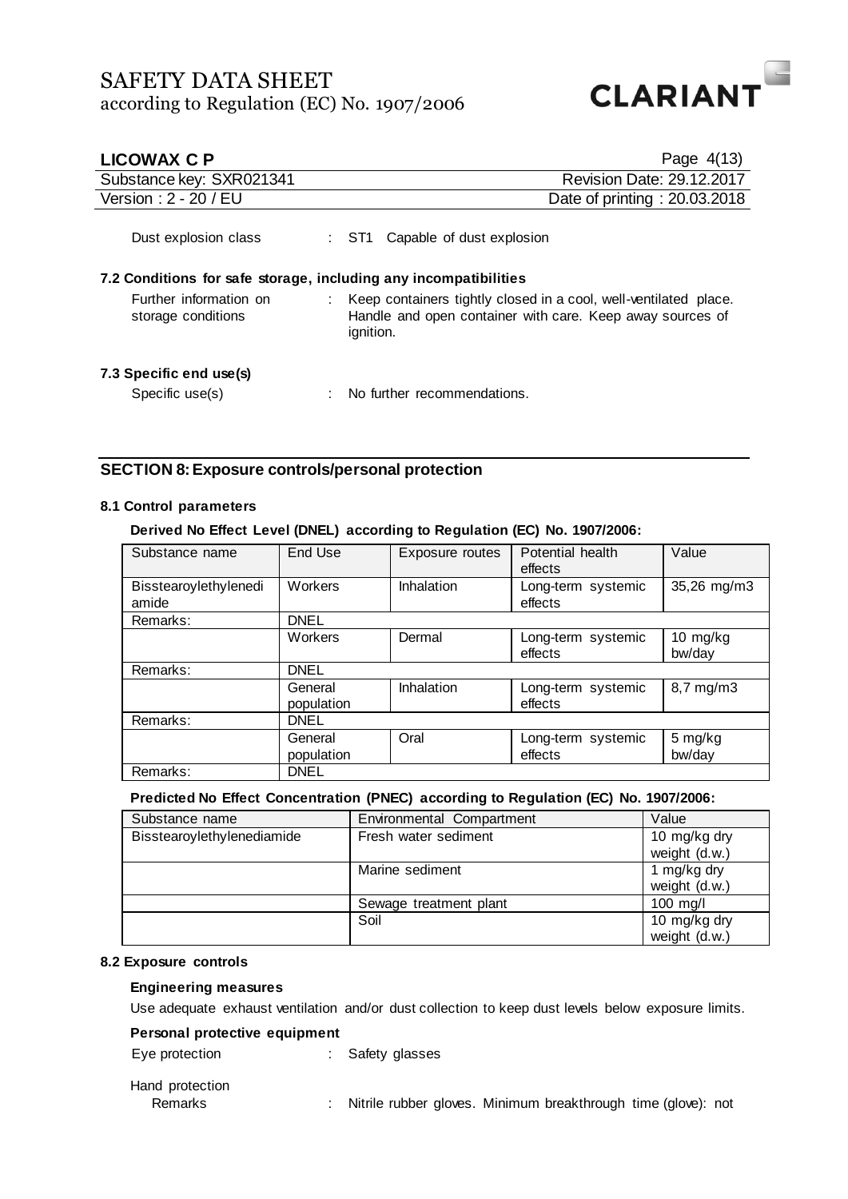| Dust explosion class | : ST1 Capable of dust explosion |
|---|---|

### 7.2 Conditions for safe storage, including any incompatibilities

Further information on storage conditions : Keep containers tightly closed in a cool, well-ventilated place. Handle and open container with care. Keep away sources of ignition.

### 7.3 Specific end use(s)

Specific use(s) : No further recommendations.

## SECTION 8: Exposure controls/personal protection

### 8.1 Control parameters

**Derived No Effect Level (DNEL) according to Regulation (EC) No. 1907/2006:**

| Substance name | End Use | Exposure routes | Potential health effects | Value |
|---|---|---|---|---|
| Bisstearoylethylenediamide | Workers | Inhalation | Long-term systemic effects | 35,26 mg/m3 |
| Remarks: | DNEL | | | |
| | Workers | Dermal | Long-term systemic effects | 10 mg/kg bw/day |
| Remarks: | DNEL | | | |
| | General population | Inhalation | Long-term systemic effects | 8,7 mg/m3 |
| Remarks: | DNEL | | | |
| | General population | Oral | Long-term systemic effects | 5 mg/kg bw/day |
| Remarks: | DNEL | | | |

**Predicted No Effect Concentration (PNEC) according to Regulation (EC) No. 1907/2006:**

| Substance name | Environmental Compartment | Value |
|---|---|---|
| Bisstearoylethylenediamide | Fresh water sediment | 10 mg/kg dry weight (d.w.) |
| | Marine sediment | 1 mg/kg dry weight (d.w.) |
| | Sewage treatment plant | 100 mg/l |
| | Soil | 10 mg/kg dry weight (d.w.) |

### 8.2 Exposure controls

**Engineering measures**

Use adequate exhaust ventilation and/or dust collection to keep dust levels below exposure limits.

**Personal protective equipment**

Eye protection : Safety glasses

Hand protection

Remarks : Nitrile rubber gloves. Minimum breakthrough time (glove): not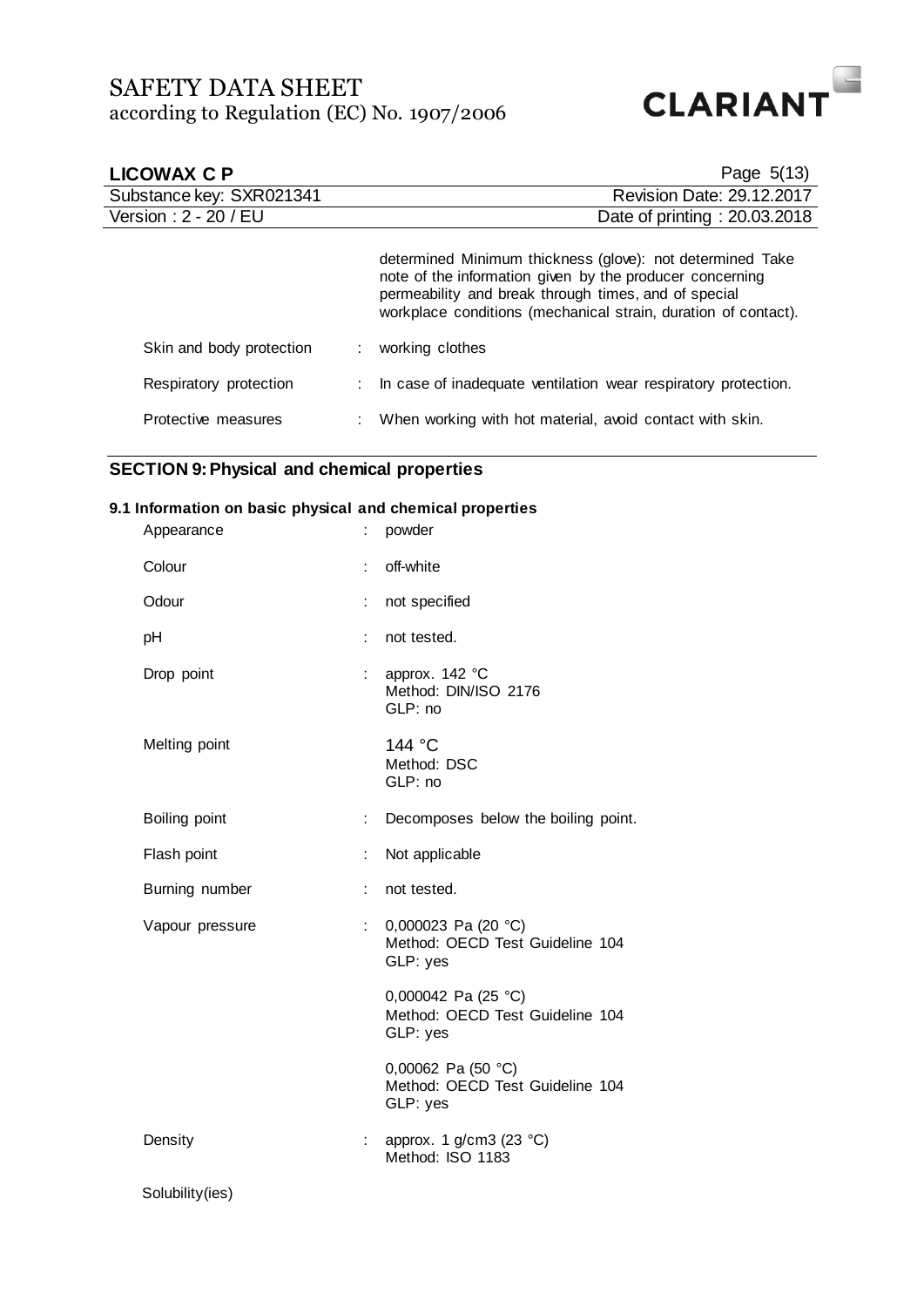determined Minimum thickness (glove): not determined Take note of the information given by the producer concerning permeability and break through times, and of special workplace conditions (mechanical strain, duration of contact).

| | | |
|---|---|---|
| Skin and body protection | : | working clothes |
| Respiratory protection | : | In case of inadequate ventilation wear respiratory protection. |
| Protective measures | : | When working with hot material, avoid contact with skin. |

## SECTION 9: Physical and chemical properties

### 9.1 Information on basic physical and chemical properties

| | | |
|---|---|---|
| Appearance | : | powder |
| Colour | : | off-white |
| Odour | : | not specified |
| pH | : | not tested. |
| Drop point | : | approx. 142 °C<br>Method: DIN/ISO 2176<br>GLP: no |
| Melting point | | 144 °C<br>Method: DSC<br>GLP: no |
| Boiling point | : | Decomposes below the boiling point. |
| Flash point | : | Not applicable |
| Burning number | : | not tested. |
| Vapour pressure | : | 0,000023 Pa (20 °C)<br>Method: OECD Test Guideline 104<br>GLP: yes<br><br>0,000042 Pa (25 °C)<br>Method: OECD Test Guideline 104<br>GLP: yes<br><br>0,00062 Pa (50 °C)<br>Method: OECD Test Guideline 104<br>GLP: yes |
| Density | : | approx. 1 g/cm3 (23 °C)<br>Method: ISO 1183 |

Solubility(ies)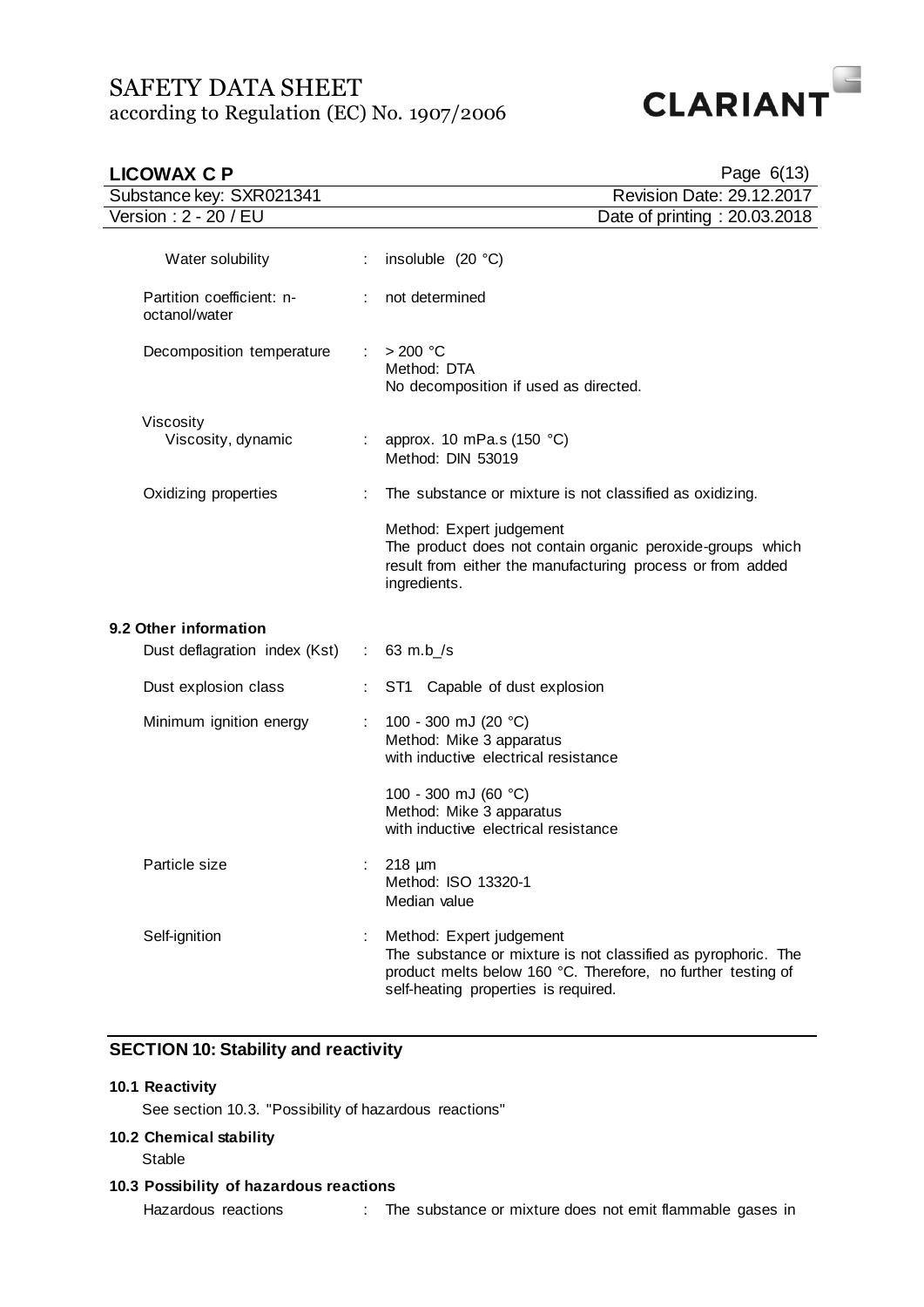| | | |
|---|---|---|
| Water solubility | : | insoluble (20 °C) |
| Partition coefficient: n-octanol/water | : | not determined |
| Decomposition temperature | : | > 200 °C<br>Method: DTA<br>No decomposition if used as directed. |
| Viscosity<br>Viscosity, dynamic | : | approx. 10 mPa.s (150 °C)<br>Method: DIN 53019 |
| Oxidizing properties | : | The substance or mixture is not classified as oxidizing.<br><br>Method: Expert judgement<br>The product does not contain organic peroxide-groups which result from either the manufacturing process or from added ingredients. |

**9.2 Other information**

| | | |
|---|---|---|
| Dust deflagration index (Kst) | : | 63 m.b_/s |
| Dust explosion class | : | ST1 Capable of dust explosion |
| Minimum ignition energy | : | 100 - 300 mJ (20 °C)<br>Method: Mike 3 apparatus<br>with inductive electrical resistance<br><br>100 - 300 mJ (60 °C)<br>Method: Mike 3 apparatus<br>with inductive electrical resistance |
| Particle size | : | 218 µm<br>Method: ISO 13320-1<br>Median value |
| Self-ignition | : | Method: Expert judgement<br>The substance or mixture is not classified as pyrophoric. The product melts below 160 °C. Therefore, no further testing of self-heating properties is required. |

## SECTION 10: Stability and reactivity

**10.1 Reactivity**

See section 10.3. "Possibility of hazardous reactions"

**10.2 Chemical stability**

Stable

**10.3 Possibility of hazardous reactions**

Hazardous reactions : The substance or mixture does not emit flammable gases in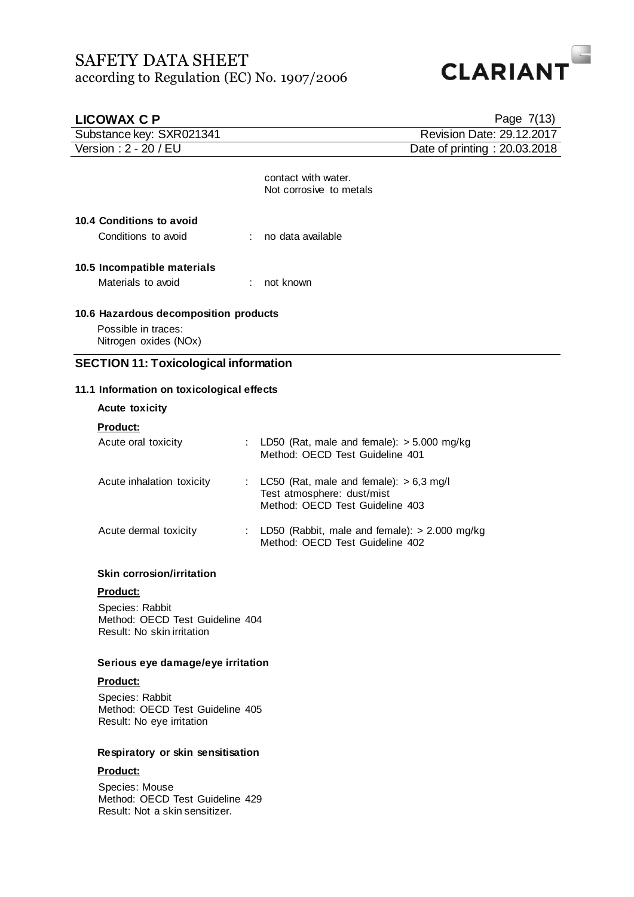contact with water.
Not corrosive to metals

**10.4 Conditions to avoid**

| | | |
|---|---|---|
| Conditions to avoid | : | no data available |

**10.5 Incompatible materials**

| | | |
|---|---|---|
| Materials to avoid | : | not known |

**10.6 Hazardous decomposition products**

Possible in traces:
Nitrogen oxides (NOx)

## SECTION 11: Toxicological information

**11.1 Information on toxicological effects**

**Acute toxicity**

**Product:**

| | | |
|---|---|---|
| Acute oral toxicity | : | LD50 (Rat, male and female): > 5.000 mg/kg<br>Method: OECD Test Guideline 401 |
| Acute inhalation toxicity | : | LC50 (Rat, male and female): > 6,3 mg/l<br>Test atmosphere: dust/mist<br>Method: OECD Test Guideline 403 |
| Acute dermal toxicity | : | LD50 (Rabbit, male and female): > 2.000 mg/kg<br>Method: OECD Test Guideline 402 |

**Skin corrosion/irritation**

**Product:**

Species: Rabbit
Method: OECD Test Guideline 404
Result: No skin irritation

**Serious eye damage/eye irritation**

**Product:**

Species: Rabbit
Method: OECD Test Guideline 405
Result: No eye irritation

**Respiratory or skin sensitisation**

**Product:**

Species: Mouse
Method: OECD Test Guideline 429
Result: Not a skin sensitizer.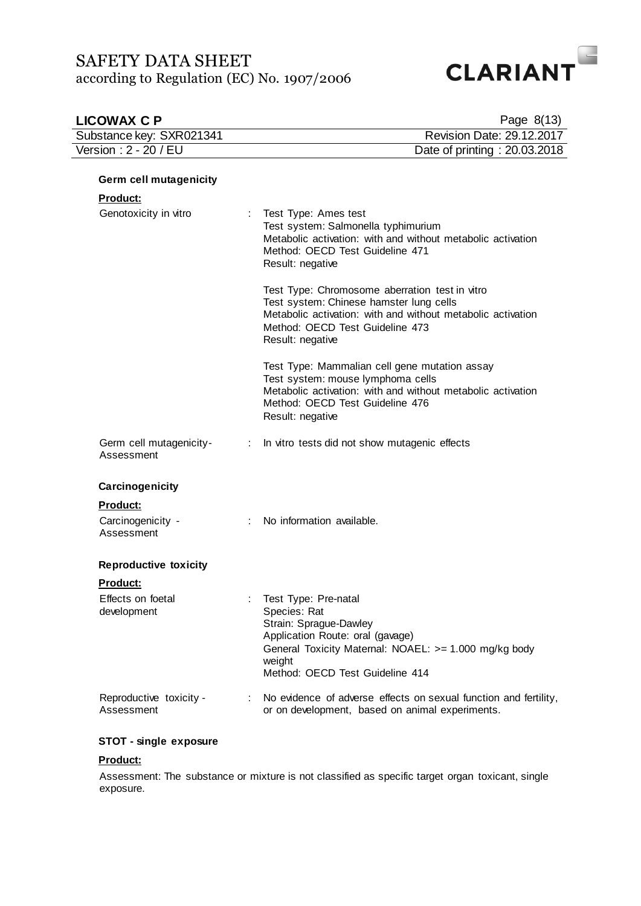**Germ cell mutagenicity**

**Product:**

| | | |
|---|---|---|
| Genotoxicity in vitro | : | Test Type: Ames test<br>Test system: Salmonella typhimurium<br>Metabolic activation: with and without metabolic activation<br>Method: OECD Test Guideline 471<br>Result: negative |
| | | Test Type: Chromosome aberration test in vitro<br>Test system: Chinese hamster lung cells<br>Metabolic activation: with and without metabolic activation<br>Method: OECD Test Guideline 473<br>Result: negative |
| | | Test Type: Mammalian cell gene mutation assay<br>Test system: mouse lymphoma cells<br>Metabolic activation: with and without metabolic activation<br>Method: OECD Test Guideline 476<br>Result: negative |
| Germ cell mutagenicity- Assessment | : | In vitro tests did not show mutagenic effects |

**Carcinogenicity**

**Product:**

| | | |
|---|---|---|
| Carcinogenicity - Assessment | : | No information available. |

**Reproductive toxicity**

**Product:**

| | | |
|---|---|---|
| Effects on foetal development | : | Test Type: Pre-natal<br>Species: Rat<br>Strain: Sprague-Dawley<br>Application Route: oral (gavage)<br>General Toxicity Maternal: NOAEL: >= 1.000 mg/kg body weight<br>Method: OECD Test Guideline 414 |
| Reproductive toxicity - Assessment | : | No evidence of adverse effects on sexual function and fertility, or on development, based on animal experiments. |

**STOT - single exposure**

**Product:**

Assessment: The substance or mixture is not classified as specific target organ toxicant, single exposure.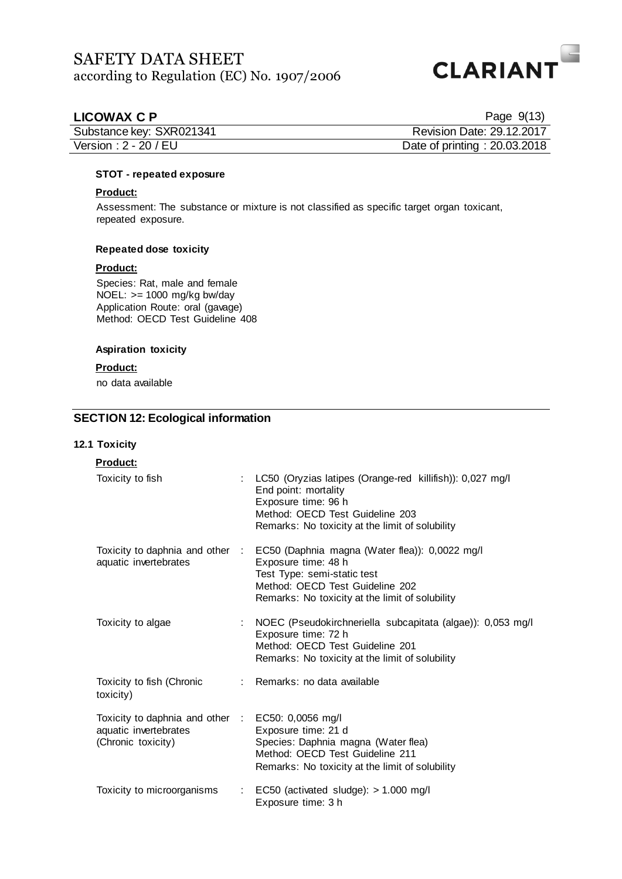#### STOT - repeated exposure

**Product:**

Assessment: The substance or mixture is not classified as specific target organ toxicant, repeated exposure.

#### Repeated dose toxicity

**Product:**

Species: Rat, male and female
NOEL: >= 1000 mg/kg bw/day
Application Route: oral (gavage)
Method: OECD Test Guideline 408

#### Aspiration toxicity

**Product:**

no data available

## SECTION 12: Ecological information

### 12.1 Toxicity

**Product:**

| | | |
|---|---|---|
| Toxicity to fish | : | LC50 (Oryzias latipes (Orange-red killifish)): 0,027 mg/l<br>End point: mortality<br>Exposure time: 96 h<br>Method: OECD Test Guideline 203<br>Remarks: No toxicity at the limit of solubility |
| Toxicity to daphnia and other aquatic invertebrates | : | EC50 (Daphnia magna (Water flea)): 0,0022 mg/l<br>Exposure time: 48 h<br>Test Type: semi-static test<br>Method: OECD Test Guideline 202<br>Remarks: No toxicity at the limit of solubility |
| Toxicity to algae | : | NOEC (Pseudokirchneriella subcapitata (algae)): 0,053 mg/l<br>Exposure time: 72 h<br>Method: OECD Test Guideline 201<br>Remarks: No toxicity at the limit of solubility |
| Toxicity to fish (Chronic toxicity) | : | Remarks: no data available |
| Toxicity to daphnia and other aquatic invertebrates (Chronic toxicity) | : | EC50: 0,0056 mg/l<br>Exposure time: 21 d<br>Species: Daphnia magna (Water flea)<br>Method: OECD Test Guideline 211<br>Remarks: No toxicity at the limit of solubility |
| Toxicity to microorganisms | : | EC50 (activated sludge): > 1.000 mg/l<br>Exposure time: 3 h |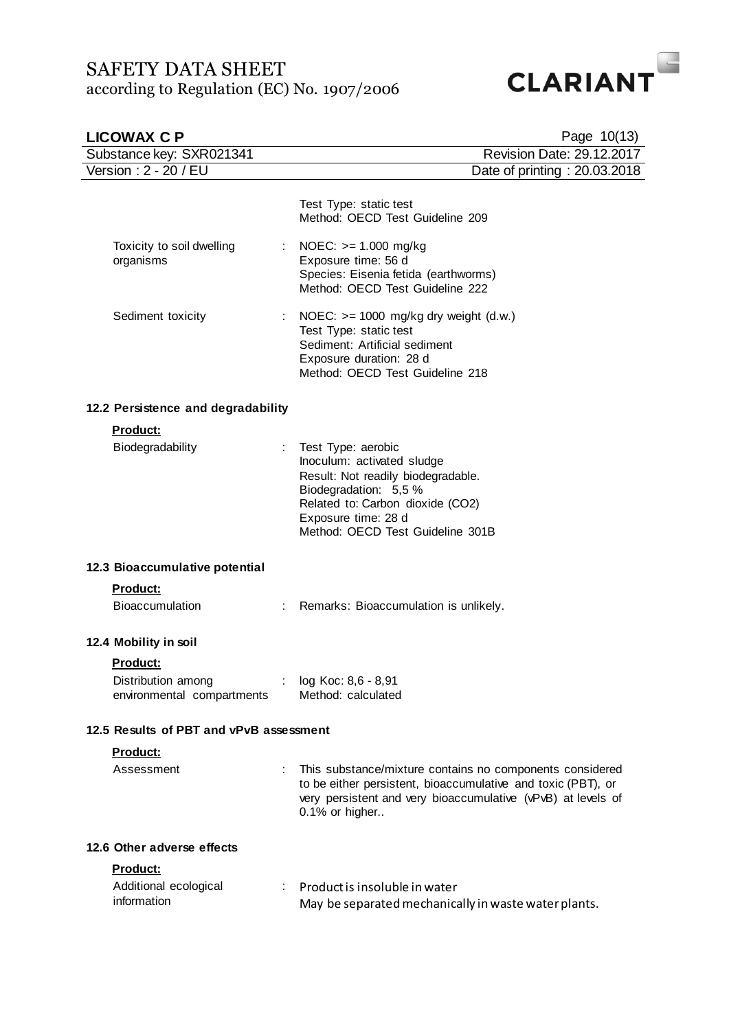| | | |
|---|---|---|
| | | Test Type: static test<br>Method: OECD Test Guideline 209 |
| Toxicity to soil dwelling organisms | : | NOEC: >= 1.000 mg/kg<br>Exposure time: 56 d<br>Species: Eisenia fetida (earthworms)<br>Method: OECD Test Guideline 222 |
| Sediment toxicity | : | NOEC: >= 1000 mg/kg dry weight (d.w.)<br>Test Type: static test<br>Sediment: Artificial sediment<br>Exposure duration: 28 d<br>Method: OECD Test Guideline 218 |

### 12.2 Persistence and degradability

**Product:**

| | | |
|---|---|---|
| Biodegradability | : | Test Type: aerobic<br>Inoculum: activated sludge<br>Result: Not readily biodegradable.<br>Biodegradation: 5,5 %<br>Related to: Carbon dioxide ($CO_2$)<br>Exposure time: 28 d<br>Method: OECD Test Guideline 301B |

### 12.3 Bioaccumulative potential

**Product:**

| | | |
|---|---|---|
| Bioaccumulation | : | Remarks: Bioaccumulation is unlikely. |

### 12.4 Mobility in soil

**Product:**

| | | |
|---|---|---|
| Distribution among environmental compartments | : | log Koc: 8,6 - 8,91<br>Method: calculated |

### 12.5 Results of PBT and vPvB assessment

**Product:**

| | | |
|---|---|---|
| Assessment | : | This substance/mixture contains no components considered to be either persistent, bioaccumulative and toxic (PBT), or very persistent and very bioaccumulative (vPvB) at levels of 0.1% or higher.. |

### 12.6 Other adverse effects

**Product:**

| | | |
|---|---|---|
| Additional ecological information | : | Product is insoluble in water<br>May be separated mechanically in waste water plants. |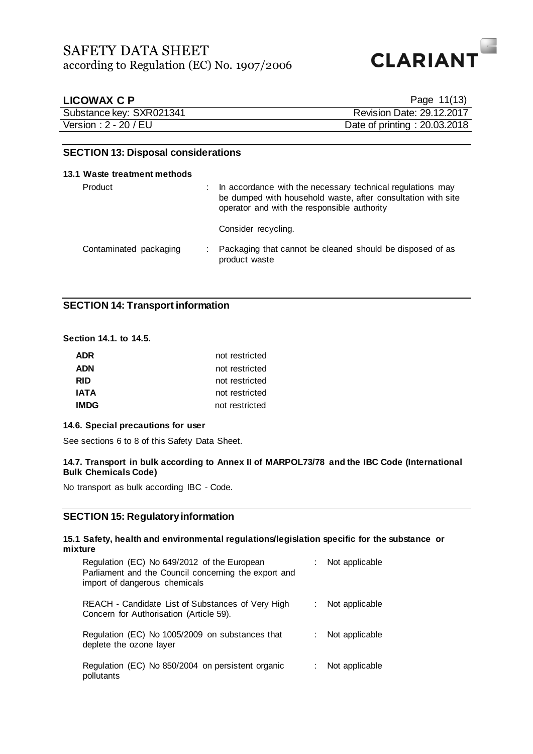## SECTION 13: Disposal considerations

**13.1 Waste treatment methods**

| | |
|---|---|
| Product | : In accordance with the necessary technical regulations may be dumped with household waste, after consultation with site operator and with the responsible authority<br><br>Consider recycling. |
| Contaminated packaging | : Packaging that cannot be cleaned should be disposed of as product waste |

## SECTION 14: Transport information

**Section 14.1. to 14.5.**

| | |
|---|---|
| **ADR** | not restricted |
| **ADN** | not restricted |
| **RID** | not restricted |
| **IATA** | not restricted |
| **IMDG** | not restricted |

**14.6. Special precautions for user**

See sections 6 to 8 of this Safety Data Sheet.

**14.7. Transport in bulk according to Annex II of MARPOL73/78 and the IBC Code (International Bulk Chemicals Code)**

No transport as bulk according IBC - Code.

## SECTION 15: Regulatory information

**15.1 Safety, health and environmental regulations/legislation specific for the substance or mixture**

| | |
|---|---|
| Regulation (EC) No 649/2012 of the European Parliament and the Council concerning the export and import of dangerous chemicals | : Not applicable |
| REACH - Candidate List of Substances of Very High Concern for Authorisation (Article 59). | : Not applicable |
| Regulation (EC) No 1005/2009 on substances that deplete the ozone layer | : Not applicable |
| Regulation (EC) No 850/2004 on persistent organic pollutants | : Not applicable |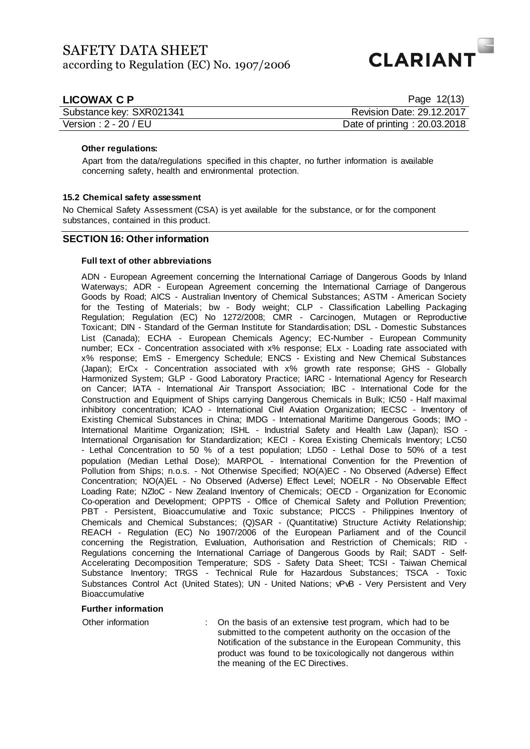**Other regulations:**

Apart from the data/regulations specified in this chapter, no further information is available concerning safety, health and environmental protection.

**15.2 Chemical safety assessment**

No Chemical Safety Assessment (CSA) is yet available for the substance, or for the component substances, contained in this product.

## SECTION 16: Other information

**Full text of other abbreviations**

ADN - European Agreement concerning the International Carriage of Dangerous Goods by Inland Waterways; ADR - European Agreement concerning the International Carriage of Dangerous Goods by Road; AICS - Australian Inventory of Chemical Substances; ASTM - American Society for the Testing of Materials; bw - Body weight; CLP - Classification Labelling Packaging Regulation; Regulation (EC) No 1272/2008; CMR - Carcinogen, Mutagen or Reproductive Toxicant; DIN - Standard of the German Institute for Standardisation; DSL - Domestic Substances List (Canada); ECHA - European Chemicals Agency; EC-Number - European Community number; ECx - Concentration associated with x% response; ELx - Loading rate associated with x% response; EmS - Emergency Schedule; ENCS - Existing and New Chemical Substances (Japan); ErCx - Concentration associated with x% growth rate response; GHS - Globally Harmonized System; GLP - Good Laboratory Practice; IARC - International Agency for Research on Cancer; IATA - International Air Transport Association; IBC - International Code for the Construction and Equipment of Ships carrying Dangerous Chemicals in Bulk; IC50 - Half maximal inhibitory concentration; ICAO - International Civil Aviation Organization; IECSC - Inventory of Existing Chemical Substances in China; IMDG - International Maritime Dangerous Goods; IMO - International Maritime Organization; ISHL - Industrial Safety and Health Law (Japan); ISO - International Organisation for Standardization; KECI - Korea Existing Chemicals Inventory; LC50 - Lethal Concentration to 50 % of a test population; LD50 - Lethal Dose to 50% of a test population (Median Lethal Dose); MARPOL - International Convention for the Prevention of Pollution from Ships; n.o.s. - Not Otherwise Specified; NO(A)EC - No Observed (Adverse) Effect Concentration; NO(A)EL - No Observed (Adverse) Effect Level; NOELR - No Observable Effect Loading Rate; NZIoC - New Zealand Inventory of Chemicals; OECD - Organization for Economic Co-operation and Development; OPPTS - Office of Chemical Safety and Pollution Prevention; PBT - Persistent, Bioaccumulative and Toxic substance; PICCS - Philippines Inventory of Chemicals and Chemical Substances; (Q)SAR - (Quantitative) Structure Activity Relationship; REACH - Regulation (EC) No 1907/2006 of the European Parliament and of the Council concerning the Registration, Evaluation, Authorisation and Restriction of Chemicals; RID - Regulations concerning the International Carriage of Dangerous Goods by Rail; SADT - Self-Accelerating Decomposition Temperature; SDS - Safety Data Sheet; TCSI - Taiwan Chemical Substance Inventory; TRGS - Technical Rule for Hazardous Substances; TSCA - Toxic Substances Control Act (United States); UN - United Nations; vPvB - Very Persistent and Very Bioaccumulative

**Further information**

Other information : On the basis of an extensive test program, which had to be submitted to the competent authority on the occasion of the Notification of the substance in the European Community, this product was found to be toxicologically not dangerous within the meaning of the EC Directives.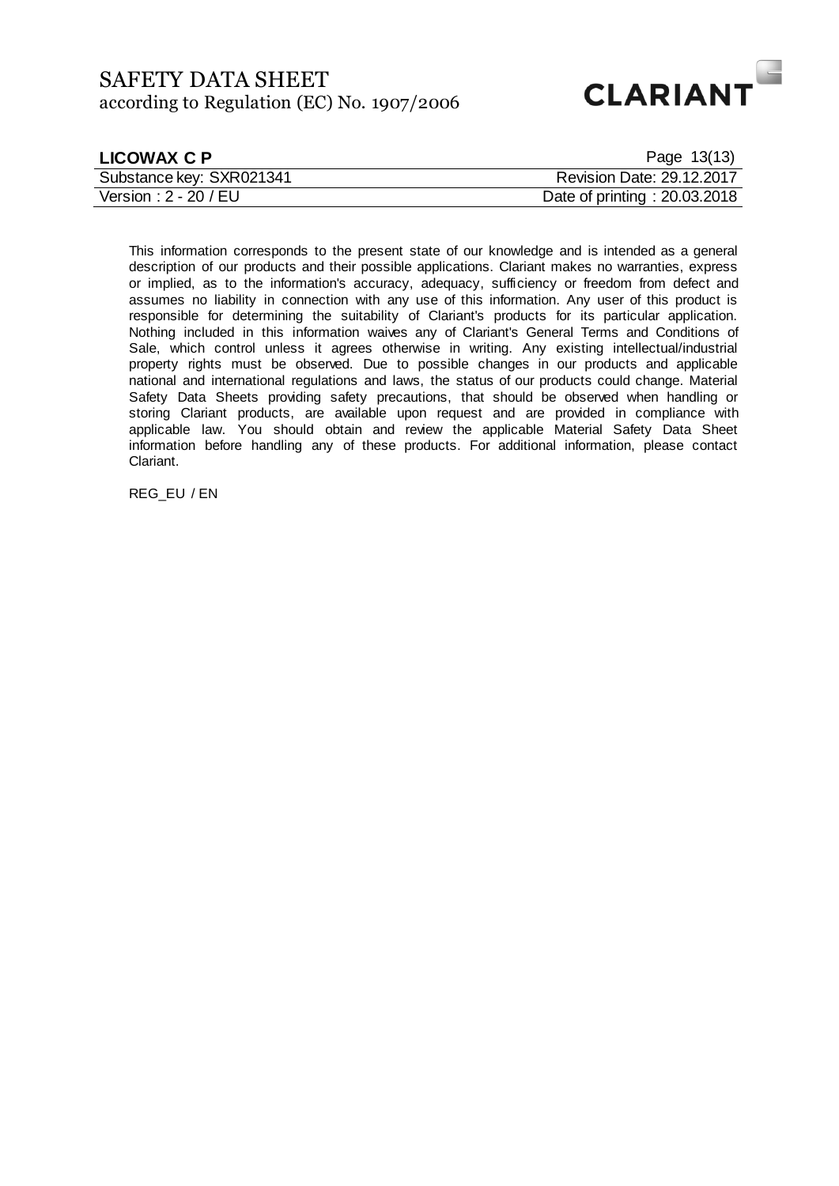This information corresponds to the present state of our knowledge and is intended as a general description of our products and their possible applications. Clariant makes no warranties, express or implied, as to the information's accuracy, adequacy, sufficiency or freedom from defect and assumes no liability in connection with any use of this information. Any user of this product is responsible for determining the suitability of Clariant's products for its particular application. Nothing included in this information waives any of Clariant's General Terms and Conditions of Sale, which control unless it agrees otherwise in writing. Any existing intellectual/industrial property rights must be observed. Due to possible changes in our products and applicable national and international regulations and laws, the status of our products could change. Material Safety Data Sheets providing safety precautions, that should be observed when handling or storing Clariant products, are available upon request and are provided in compliance with applicable law. You should obtain and review the applicable Material Safety Data Sheet information before handling any of these products. For additional information, please contact Clariant.

REG_EU / EN